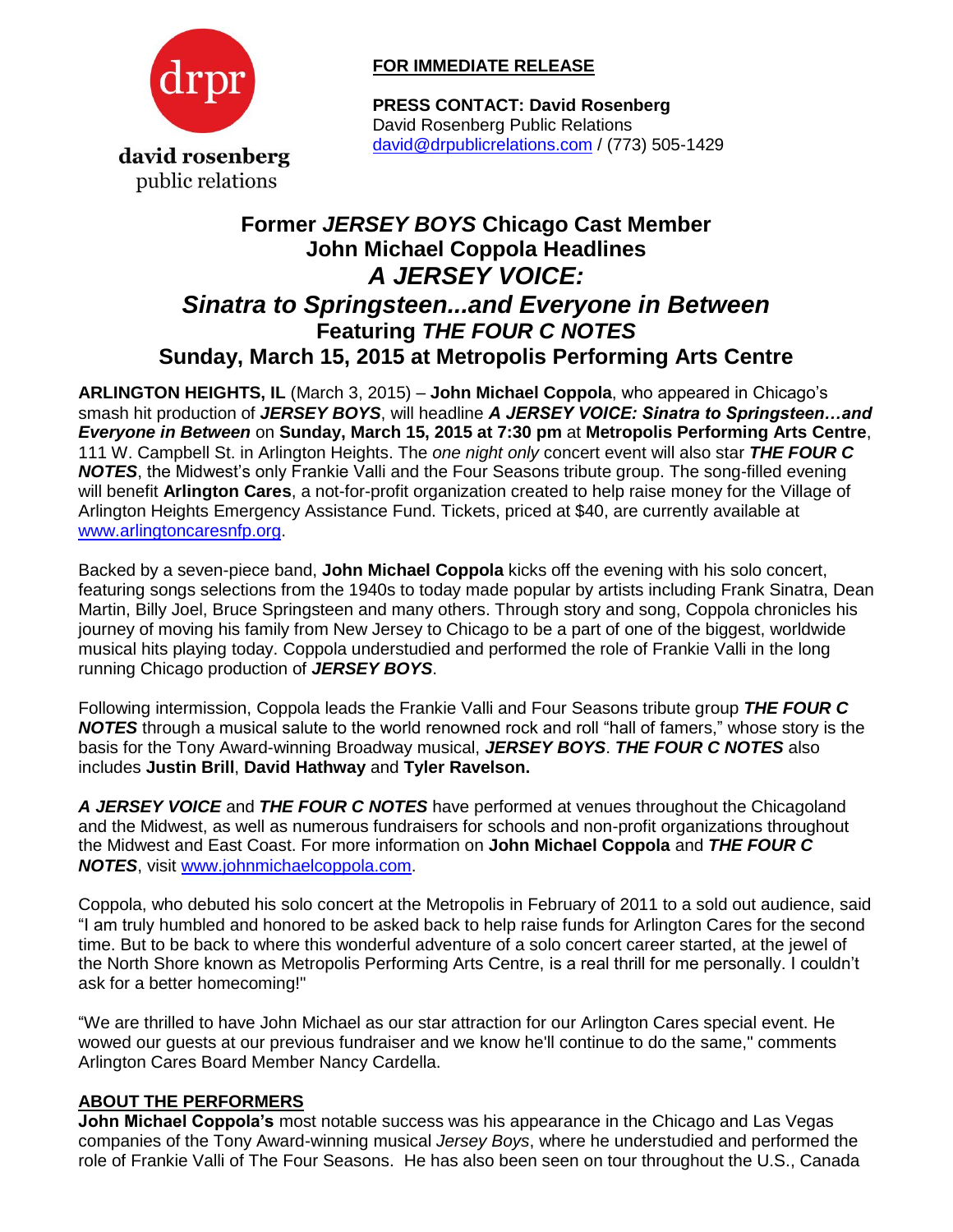drpr

david rosenberg
public relations

**FOR IMMEDIATE RELEASE**

**PRESS CONTACT: David Rosenberg**
David Rosenberg Public Relations
david@drpublicrelations.com / (773) 505-1429

# Former *JERSEY BOYS* Chicago Cast Member John Michael Coppola Headlines *A JERSEY VOICE: Sinatra to Springsteen...and Everyone in Between* Featuring *THE FOUR C NOTES* Sunday, March 15, 2015 at Metropolis Performing Arts Centre

**ARLINGTON HEIGHTS, IL** (March 3, 2015) – **John Michael Coppola**, who appeared in Chicago's smash hit production of ***JERSEY BOYS***, will headline ***A JERSEY VOICE: Sinatra to Springsteen…and Everyone in Between*** on **Sunday, March 15, 2015 at 7:30 pm** at **Metropolis Performing Arts Centre**, 111 W. Campbell St. in Arlington Heights. The *one night only* concert event will also star ***THE FOUR C NOTES***, the Midwest's only Frankie Valli and the Four Seasons tribute group. The song-filled evening will benefit **Arlington Cares**, a not-for-profit organization created to help raise money for the Village of Arlington Heights Emergency Assistance Fund. Tickets, priced at $40, are currently available at www.arlingtoncaresnfp.org.

Backed by a seven-piece band, **John Michael Coppola** kicks off the evening with his solo concert, featuring songs selections from the 1940s to today made popular by artists including Frank Sinatra, Dean Martin, Billy Joel, Bruce Springsteen and many others. Through story and song, Coppola chronicles his journey of moving his family from New Jersey to Chicago to be a part of one of the biggest, worldwide musical hits playing today. Coppola understudied and performed the role of Frankie Valli in the long running Chicago production of ***JERSEY BOYS***.

Following intermission, Coppola leads the Frankie Valli and Four Seasons tribute group ***THE FOUR C NOTES*** through a musical salute to the world renowned rock and roll "hall of famers," whose story is the basis for the Tony Award-winning Broadway musical, ***JERSEY BOYS***. ***THE FOUR C NOTES*** also includes **Justin Brill**, **David Hathway** and **Tyler Ravelson.**

***A JERSEY VOICE*** and ***THE FOUR C NOTES*** have performed at venues throughout the Chicagoland and the Midwest, as well as numerous fundraisers for schools and non-profit organizations throughout the Midwest and East Coast. For more information on **John Michael Coppola** and ***THE FOUR C NOTES***, visit www.johnmichaelcoppola.com.

Coppola, who debuted his solo concert at the Metropolis in February of 2011 to a sold out audience, said "I am truly humbled and honored to be asked back to help raise funds for Arlington Cares for the second time. But to be back to where this wonderful adventure of a solo concert career started, at the jewel of the North Shore known as Metropolis Performing Arts Centre, is a real thrill for me personally. I couldn't ask for a better homecoming!"

"We are thrilled to have John Michael as our star attraction for our Arlington Cares special event. He wowed our guests at our previous fundraiser and we know he'll continue to do the same," comments Arlington Cares Board Member Nancy Cardella.

## ABOUT THE PERFORMERS

**John Michael Coppola's** most notable success was his appearance in the Chicago and Las Vegas companies of the Tony Award-winning musical *Jersey Boys*, where he understudied and performed the role of Frankie Valli of The Four Seasons. He has also been seen on tour throughout the U.S., Canada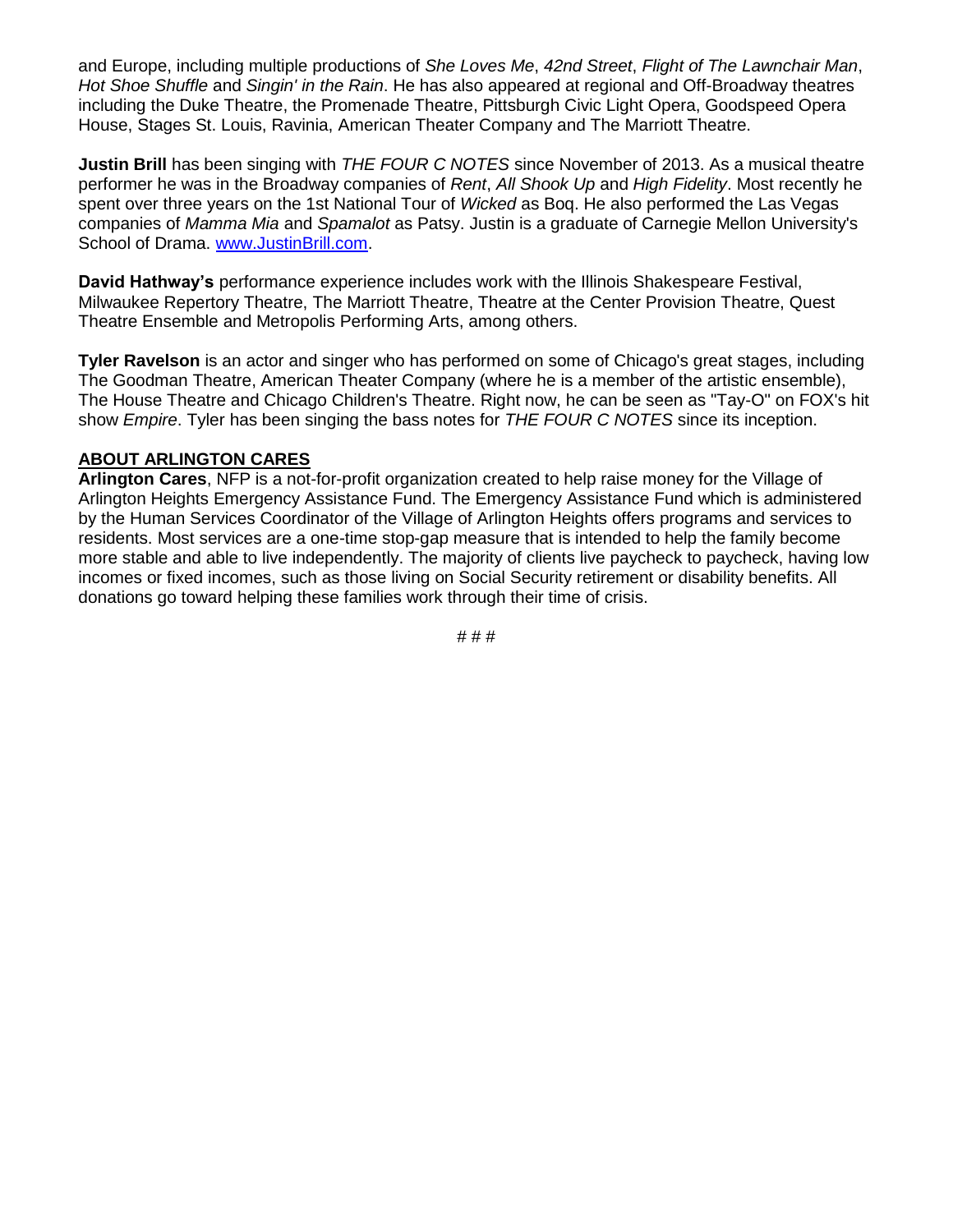and Europe, including multiple productions of *She Loves Me*, *42nd Street*, *Flight of The Lawnchair Man*, *Hot Shoe Shuffle* and *Singin' in the Rain*. He has also appeared at regional and Off-Broadway theatres including the Duke Theatre, the Promenade Theatre, Pittsburgh Civic Light Opera, Goodspeed Opera House, Stages St. Louis, Ravinia, American Theater Company and The Marriott Theatre.

**Justin Brill** has been singing with *THE FOUR C NOTES* since November of 2013. As a musical theatre performer he was in the Broadway companies of *Rent*, *All Shook Up* and *High Fidelity*. Most recently he spent over three years on the 1st National Tour of *Wicked* as Boq. He also performed the Las Vegas companies of *Mamma Mia* and *Spamalot* as Patsy. Justin is a graduate of Carnegie Mellon University's School of Drama. [www.JustinBrill.com](http://www.JustinBrill.com).

**David Hathway's** performance experience includes work with the Illinois Shakespeare Festival, Milwaukee Repertory Theatre, The Marriott Theatre, Theatre at the Center Provision Theatre, Quest Theatre Ensemble and Metropolis Performing Arts, among others.

**Tyler Ravelson** is an actor and singer who has performed on some of Chicago's great stages, including The Goodman Theatre, American Theater Company (where he is a member of the artistic ensemble), The House Theatre and Chicago Children's Theatre. Right now, he can be seen as "Tay-O" on FOX's hit show *Empire*. Tyler has been singing the bass notes for *THE FOUR C NOTES* since its inception.

**ABOUT ARLINGTON CARES**

**Arlington Cares**, NFP is a not-for-profit organization created to help raise money for the Village of Arlington Heights Emergency Assistance Fund. The Emergency Assistance Fund which is administered by the Human Services Coordinator of the Village of Arlington Heights offers programs and services to residents. Most services are a one-time stop-gap measure that is intended to help the family become more stable and able to live independently. The majority of clients live paycheck to paycheck, having low incomes or fixed incomes, such as those living on Social Security retirement or disability benefits. All donations go toward helping these families work through their time of crisis.

# # #